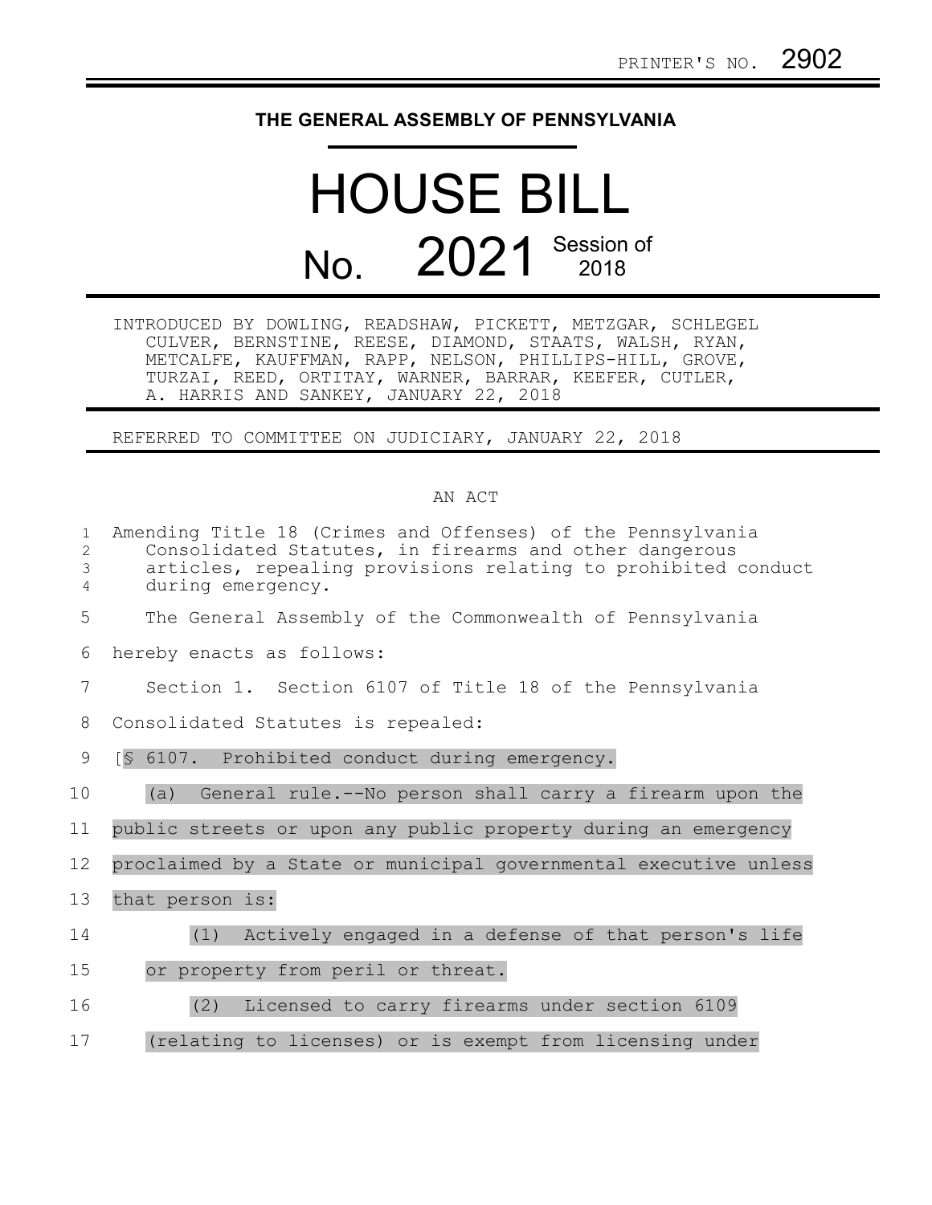PRINTER'S NO. 2902

**THE GENERAL ASSEMBLY OF PENNSYLVANIA**

# HOUSE BILL

# No. 2021 Session of 2018

INTRODUCED BY DOWLING, READSHAW, PICKETT, METZGAR, SCHLEGEL CULVER, BERNSTINE, REESE, DIAMOND, STAATS, WALSH, RYAN, METCALFE, KAUFFMAN, RAPP, NELSON, PHILLIPS-HILL, GROVE, TURZAI, REED, ORTITAY, WARNER, BARRAR, KEEFER, CUTLER, A. HARRIS AND SANKEY, JANUARY 22, 2018

REFERRED TO COMMITTEE ON JUDICIARY, JANUARY 22, 2018

AN ACT

Amending Title 18 (Crimes and Offenses) of the Pennsylvania Consolidated Statutes, in firearms and other dangerous articles, repealing provisions relating to prohibited conduct during emergency.

The General Assembly of the Commonwealth of Pennsylvania hereby enacts as follows:

Section 1. Section 6107 of Title 18 of the Pennsylvania Consolidated Statutes is repealed:

[§ 6107. Prohibited conduct during emergency.

(a) General rule.--No person shall carry a firearm upon the public streets or upon any public property during an emergency proclaimed by a State or municipal governmental executive unless that person is:

(1) Actively engaged in a defense of that person's life or property from peril or threat.

(2) Licensed to carry firearms under section 6109 (relating to licenses) or is exempt from licensing under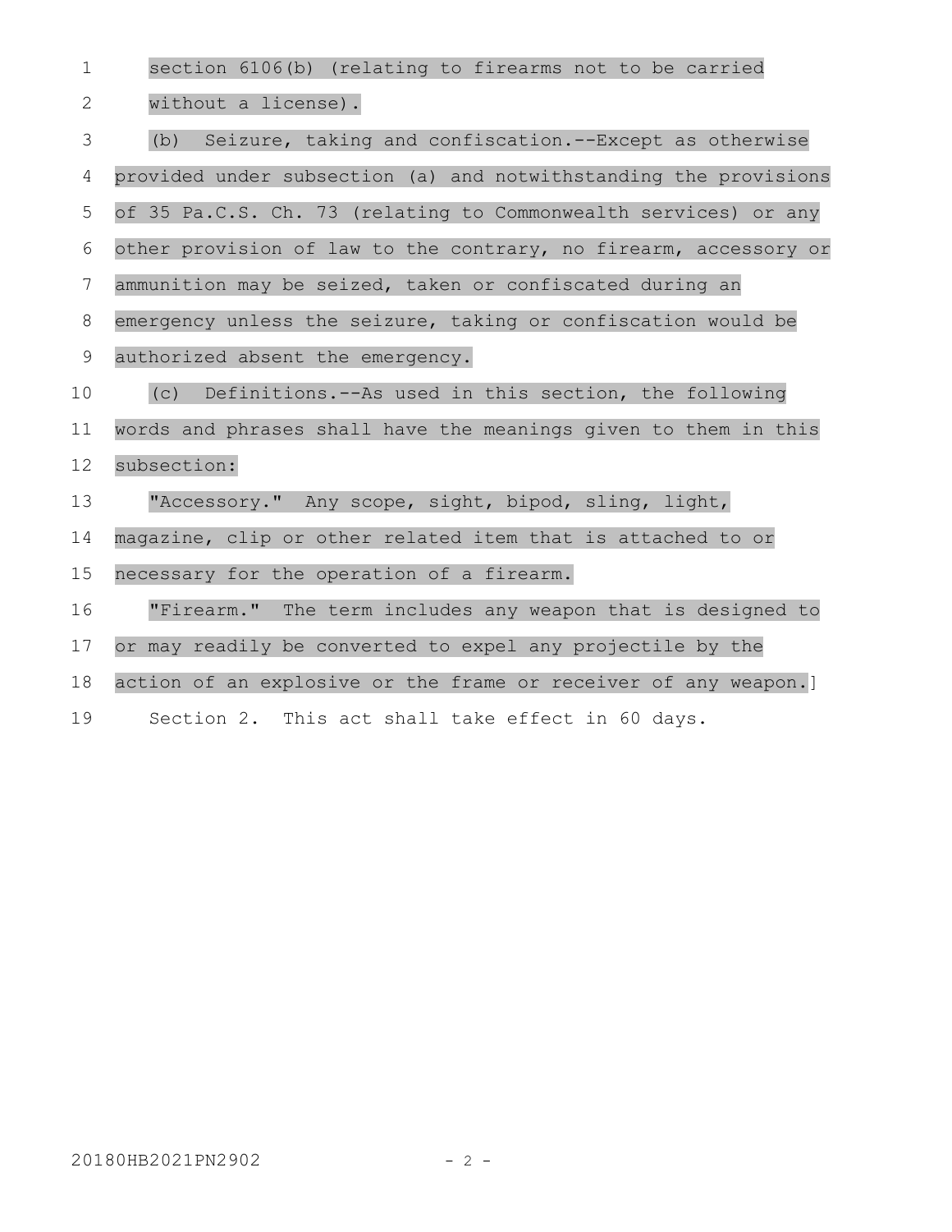section 6106(b) (relating to firearms not to be carried without a license).

(b) Seizure, taking and confiscation.--Except as otherwise provided under subsection (a) and notwithstanding the provisions of 35 Pa.C.S. Ch. 73 (relating to Commonwealth services) or any other provision of law to the contrary, no firearm, accessory or ammunition may be seized, taken or confiscated during an emergency unless the seizure, taking or confiscation would be authorized absent the emergency.

(c) Definitions.--As used in this section, the following words and phrases shall have the meanings given to them in this subsection:

"Accessory." Any scope, sight, bipod, sling, light, magazine, clip or other related item that is attached to or necessary for the operation of a firearm.

"Firearm." The term includes any weapon that is designed to or may readily be converted to expel any projectile by the action of an explosive or the frame or receiver of any weapon.]

Section 2. This act shall take effect in 60 days.